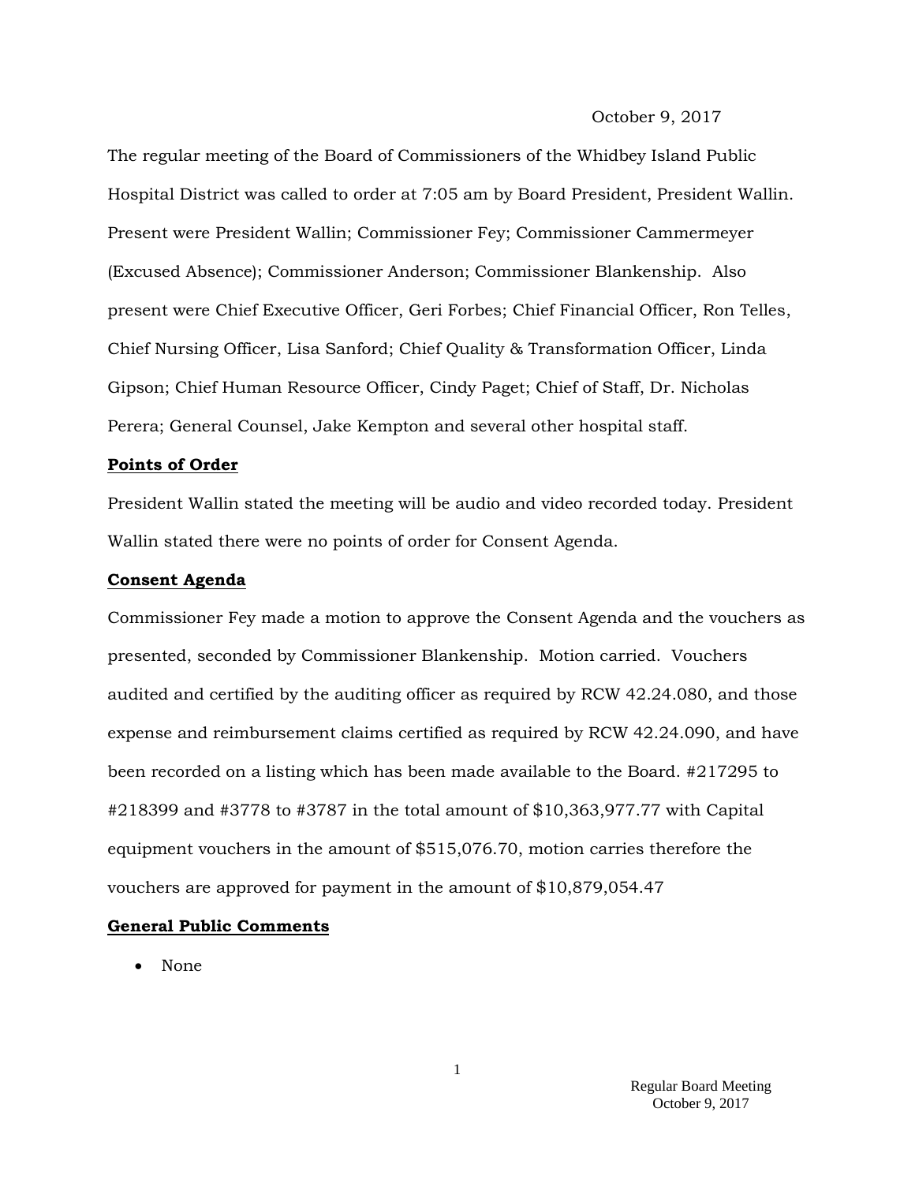October 9, 2017

The regular meeting of the Board of Commissioners of the Whidbey Island Public Hospital District was called to order at 7:05 am by Board President, President Wallin. Present were President Wallin; Commissioner Fey; Commissioner Cammermeyer (Excused Absence); Commissioner Anderson; Commissioner Blankenship. Also present were Chief Executive Officer, Geri Forbes; Chief Financial Officer, Ron Telles, Chief Nursing Officer, Lisa Sanford; Chief Quality & Transformation Officer, Linda Gipson; Chief Human Resource Officer, Cindy Paget; Chief of Staff, Dr. Nicholas Perera; General Counsel, Jake Kempton and several other hospital staff.

**Points of Order**

President Wallin stated the meeting will be audio and video recorded today. President Wallin stated there were no points of order for Consent Agenda.

**Consent Agenda**

Commissioner Fey made a motion to approve the Consent Agenda and the vouchers as presented, seconded by Commissioner Blankenship. Motion carried. Vouchers audited and certified by the auditing officer as required by RCW 42.24.080, and those expense and reimbursement claims certified as required by RCW 42.24.090, and have been recorded on a listing which has been made available to the Board. #217295 to #218399 and #3778 to #3787 in the total amount of $10,363,977.77 with Capital equipment vouchers in the amount of $515,076.70, motion carries therefore the vouchers are approved for payment in the amount of $10,879,054.47

**General Public Comments**

- None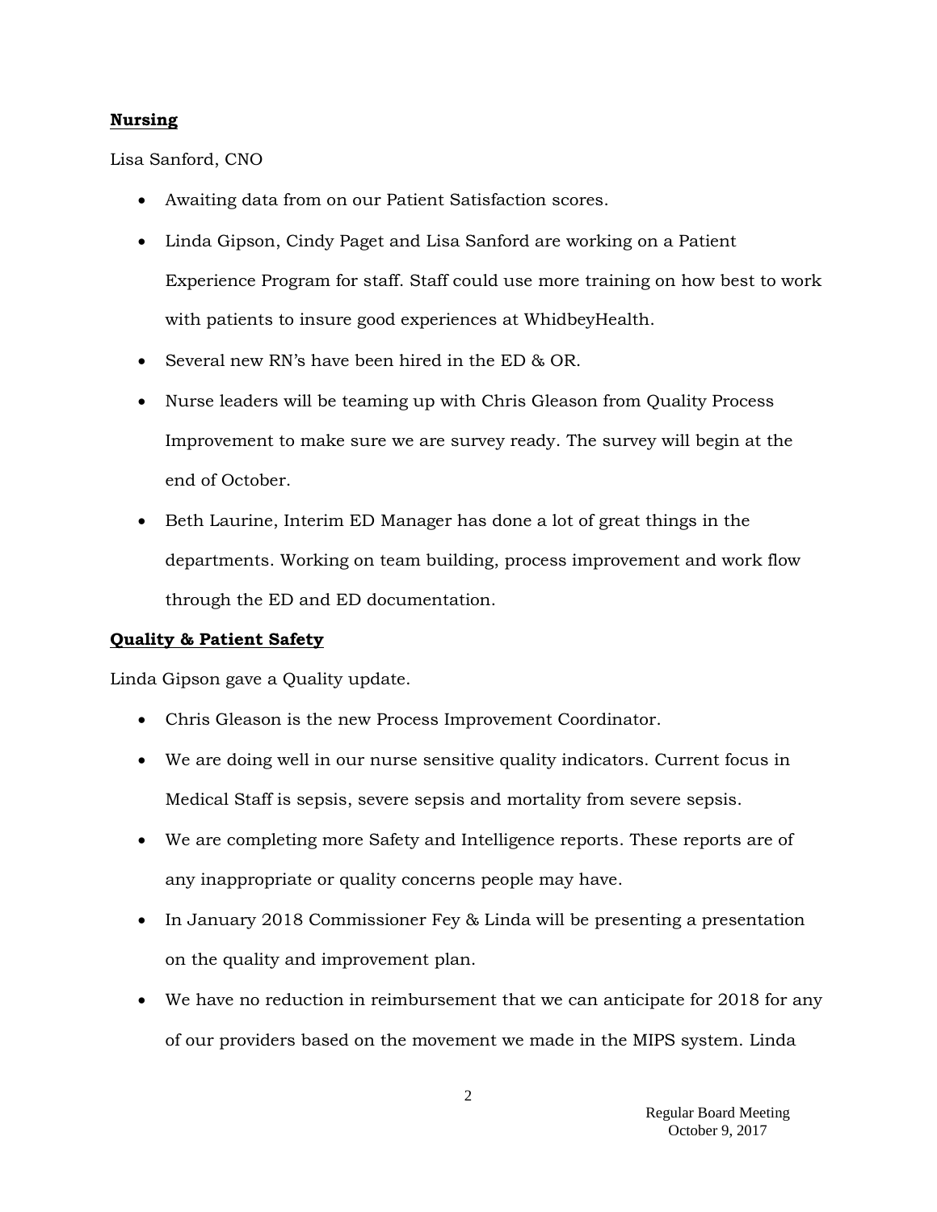**Nursing**

Lisa Sanford, CNO

- Awaiting data from on our Patient Satisfaction scores.
- Linda Gipson, Cindy Paget and Lisa Sanford are working on a Patient Experience Program for staff. Staff could use more training on how best to work with patients to insure good experiences at WhidbeyHealth.
- Several new RN's have been hired in the ED & OR.
- Nurse leaders will be teaming up with Chris Gleason from Quality Process Improvement to make sure we are survey ready. The survey will begin at the end of October.
- Beth Laurine, Interim ED Manager has done a lot of great things in the departments. Working on team building, process improvement and work flow through the ED and ED documentation.

**Quality & Patient Safety**

Linda Gipson gave a Quality update.

- Chris Gleason is the new Process Improvement Coordinator.
- We are doing well in our nurse sensitive quality indicators. Current focus in Medical Staff is sepsis, severe sepsis and mortality from severe sepsis.
- We are completing more Safety and Intelligence reports. These reports are of any inappropriate or quality concerns people may have.
- In January 2018 Commissioner Fey & Linda will be presenting a presentation on the quality and improvement plan.
- We have no reduction in reimbursement that we can anticipate for 2018 for any of our providers based on the movement we made in the MIPS system. Linda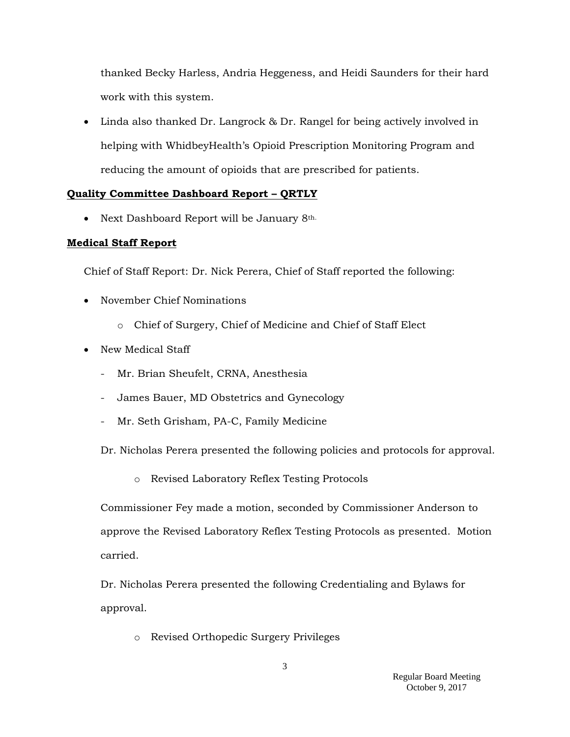thanked Becky Harless, Andria Heggeness, and Heidi Saunders for their hard work with this system.

- Linda also thanked Dr. Langrock & Dr. Rangel for being actively involved in helping with WhidbeyHealth's Opioid Prescription Monitoring Program and reducing the amount of opioids that are prescribed for patients.

**Quality Committee Dashboard Report – QRTLY**

- Next Dashboard Report will be January 8th.

**Medical Staff Report**

Chief of Staff Report: Dr. Nick Perera, Chief of Staff reported the following:

- November Chief Nominations
  - Chief of Surgery, Chief of Medicine and Chief of Staff Elect
- New Medical Staff
  - Mr. Brian Sheufelt, CRNA, Anesthesia
  - James Bauer, MD Obstetrics and Gynecology
  - Mr. Seth Grisham, PA-C, Family Medicine

Dr. Nicholas Perera presented the following policies and protocols for approval.

- Revised Laboratory Reflex Testing Protocols

Commissioner Fey made a motion, seconded by Commissioner Anderson to approve the Revised Laboratory Reflex Testing Protocols as presented. Motion carried.

Dr. Nicholas Perera presented the following Credentialing and Bylaws for approval.

- Revised Orthopedic Surgery Privileges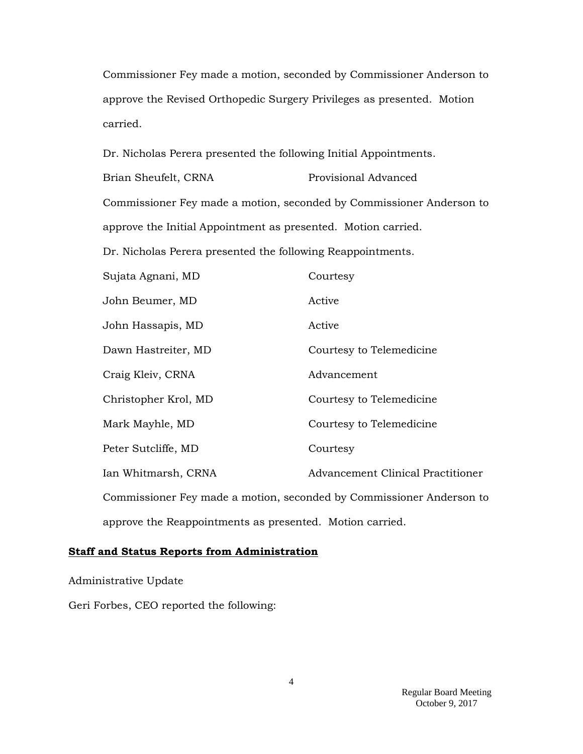Commissioner Fey made a motion, seconded by Commissioner Anderson to approve the Revised Orthopedic Surgery Privileges as presented. Motion carried.

Dr. Nicholas Perera presented the following Initial Appointments.

| | |
|---|---|
| Brian Sheufelt, CRNA | Provisional Advanced |

Commissioner Fey made a motion, seconded by Commissioner Anderson to approve the Initial Appointment as presented. Motion carried.

Dr. Nicholas Perera presented the following Reappointments.

| | |
|---|---|
| Sujata Agnani, MD | Courtesy |
| John Beumer, MD | Active |
| John Hassapis, MD | Active |
| Dawn Hastreiter, MD | Courtesy to Telemedicine |
| Craig Kleiv, CRNA | Advancement |
| Christopher Krol, MD | Courtesy to Telemedicine |
| Mark Mayhle, MD | Courtesy to Telemedicine |
| Peter Sutcliffe, MD | Courtesy |
| Ian Whitmarsh, CRNA | Advancement Clinical Practitioner |

Commissioner Fey made a motion, seconded by Commissioner Anderson to approve the Reappointments as presented. Motion carried.

**Staff and Status Reports from Administration**

Administrative Update

Geri Forbes, CEO reported the following: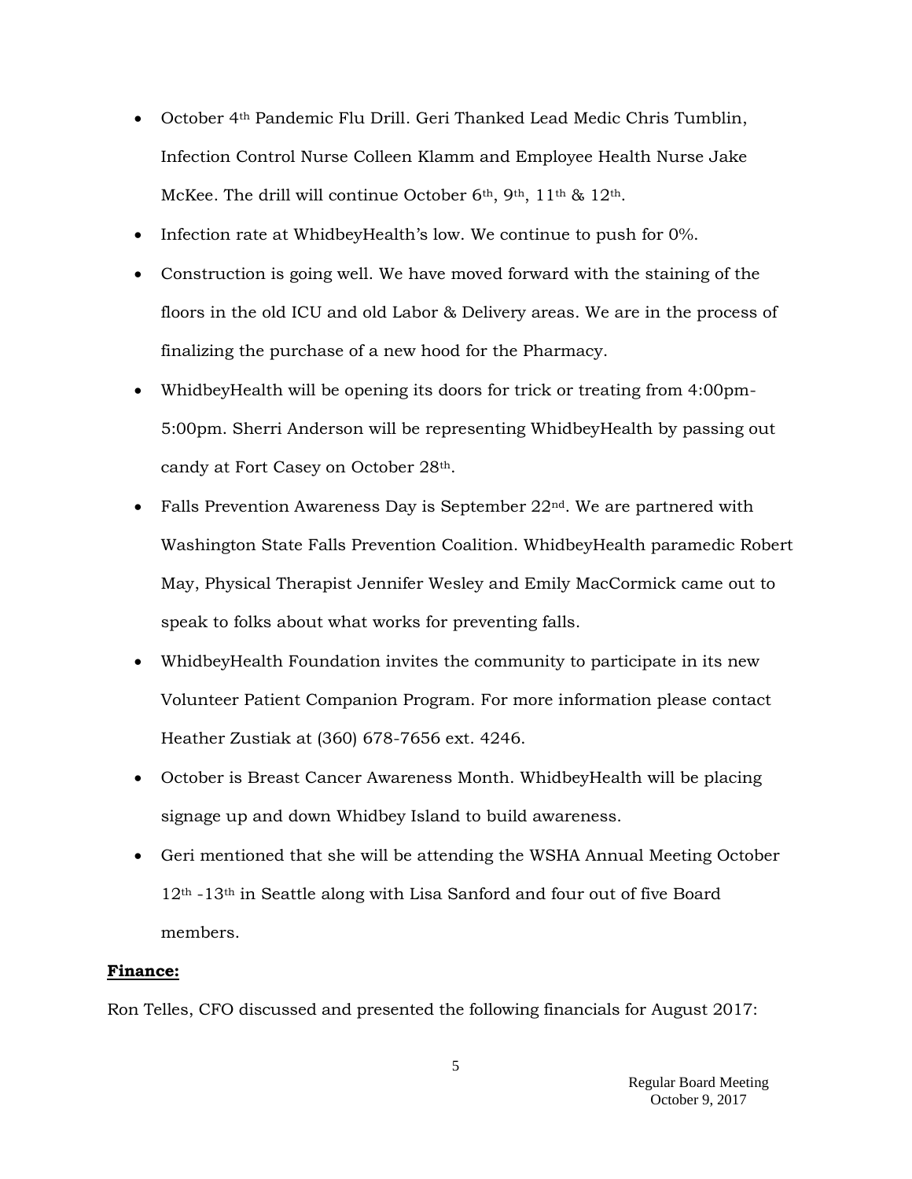- October 4th Pandemic Flu Drill. Geri Thanked Lead Medic Chris Tumblin, Infection Control Nurse Colleen Klamm and Employee Health Nurse Jake McKee. The drill will continue October 6th, 9th, 11th & 12th.
- Infection rate at WhidbeyHealth's low. We continue to push for 0%.
- Construction is going well. We have moved forward with the staining of the floors in the old ICU and old Labor & Delivery areas. We are in the process of finalizing the purchase of a new hood for the Pharmacy.
- WhidbeyHealth will be opening its doors for trick or treating from 4:00pm-5:00pm. Sherri Anderson will be representing WhidbeyHealth by passing out candy at Fort Casey on October 28th.
- Falls Prevention Awareness Day is September 22nd. We are partnered with Washington State Falls Prevention Coalition. WhidbeyHealth paramedic Robert May, Physical Therapist Jennifer Wesley and Emily MacCormick came out to speak to folks about what works for preventing falls.
- WhidbeyHealth Foundation invites the community to participate in its new Volunteer Patient Companion Program. For more information please contact Heather Zustiak at (360) 678-7656 ext. 4246.
- October is Breast Cancer Awareness Month. WhidbeyHealth will be placing signage up and down Whidbey Island to build awareness.
- Geri mentioned that she will be attending the WSHA Annual Meeting October 12th -13th in Seattle along with Lisa Sanford and four out of five Board members.

**Finance:**

Ron Telles, CFO discussed and presented the following financials for August 2017: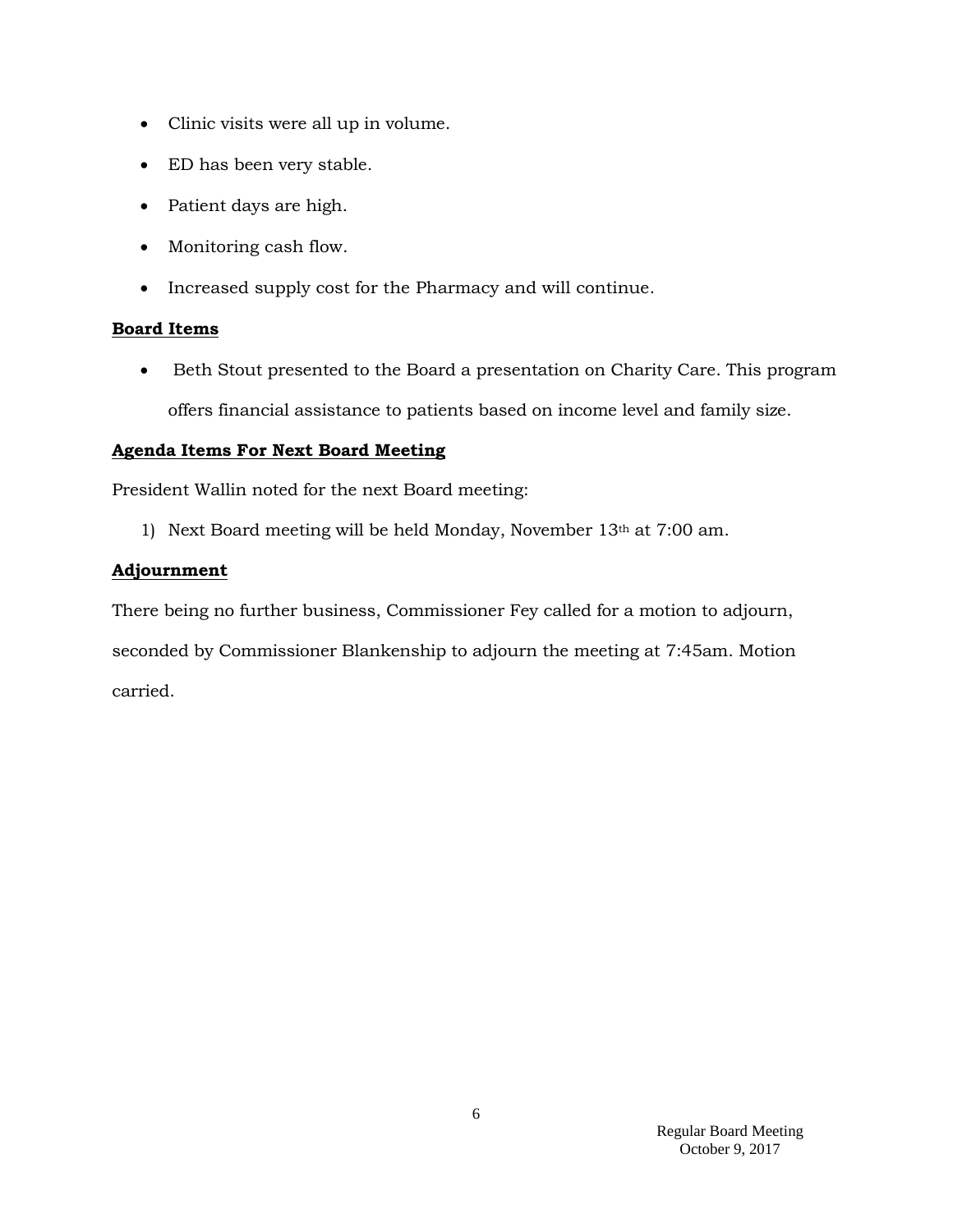- Clinic visits were all up in volume.
- ED has been very stable.
- Patient days are high.
- Monitoring cash flow.
- Increased supply cost for the Pharmacy and will continue.

**Board Items**

- Beth Stout presented to the Board a presentation on Charity Care. This program offers financial assistance to patients based on income level and family size.

**Agenda Items For Next Board Meeting**

President Wallin noted for the next Board meeting:

1) Next Board meeting will be held Monday, November 13th at 7:00 am.

**Adjournment**

There being no further business, Commissioner Fey called for a motion to adjourn, seconded by Commissioner Blankenship to adjourn the meeting at 7:45am. Motion carried.